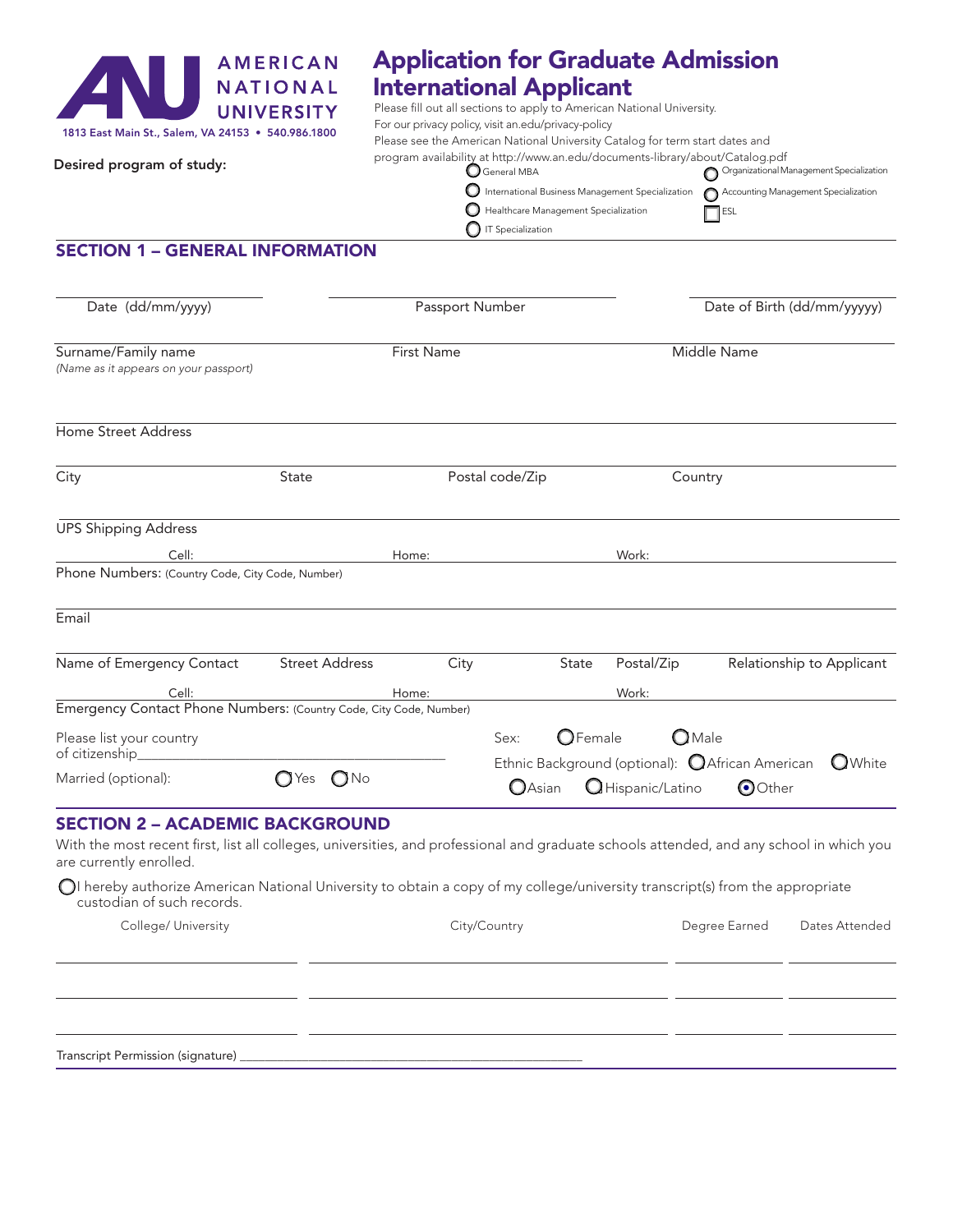**AMERICAN NATIONAL UNIVERSITY**

1813 East Main St., Salem, VA 24153 • 540.986.1800

# Application for Graduate Admission International Applicant

Please fill out all sections to apply to American National University.
For our privacy policy, visit an.edu/privacy-policy
Please see the American National University Catalog for term start dates and program availability at http://www.an.edu/documents-library/about/Catalog.pdf

**Desired program of study:**

- ○ General MBA
- ○ Organizational Management Specialization
- ○ International Business Management Specialization
- ○ Accounting Management Specialization
- ○ Healthcare Management Specialization
- ☐ ESL
- ○ IT Specialization

## SECTION 1 – GENERAL INFORMATION

Date (dd/mm/yyyy) ____________ Passport Number ____________ Date of Birth (dd/mm/yyyyy) ____________

Surname/Family name ____________ First Name ____________ Middle Name ____________
*(Name as it appears on your passport)*

Home Street Address ____________

City ____________ State ____________ Postal code/Zip ____________ Country ____________

UPS Shipping Address ____________

Phone Numbers: (Country Code, City Code, Number) Cell: ____________ Home: ____________ Work: ____________

Email ____________

Name of Emergency Contact ____________ Street Address ____________ City ____________ State ____________ Postal/Zip ____________ Relationship to Applicant ____________

Emergency Contact Phone Numbers: (Country Code, City Code, Number) Cell: ____________ Home: ____________ Work: ____________

Please list your country of citizenship____________

Sex: ○ Female ○ Male

Married (optional): ○ Yes ○ No

Ethnic Background (optional): ○ African American ○ White ○ Asian ○ Hispanic/Latino ◉ Other

## SECTION 2 – ACADEMIC BACKGROUND

With the most recent first, list all colleges, universities, and professional and graduate schools attended, and any school in which you are currently enrolled.

○ I hereby authorize American National University to obtain a copy of my college/university transcript(s) from the appropriate custodian of such records.

| College/ University | City/Country | Degree Earned | Dates Attended |
|---|---|---|---|
| | | | |
| | | | |
| | | | |

Transcript Permission (signature) ____________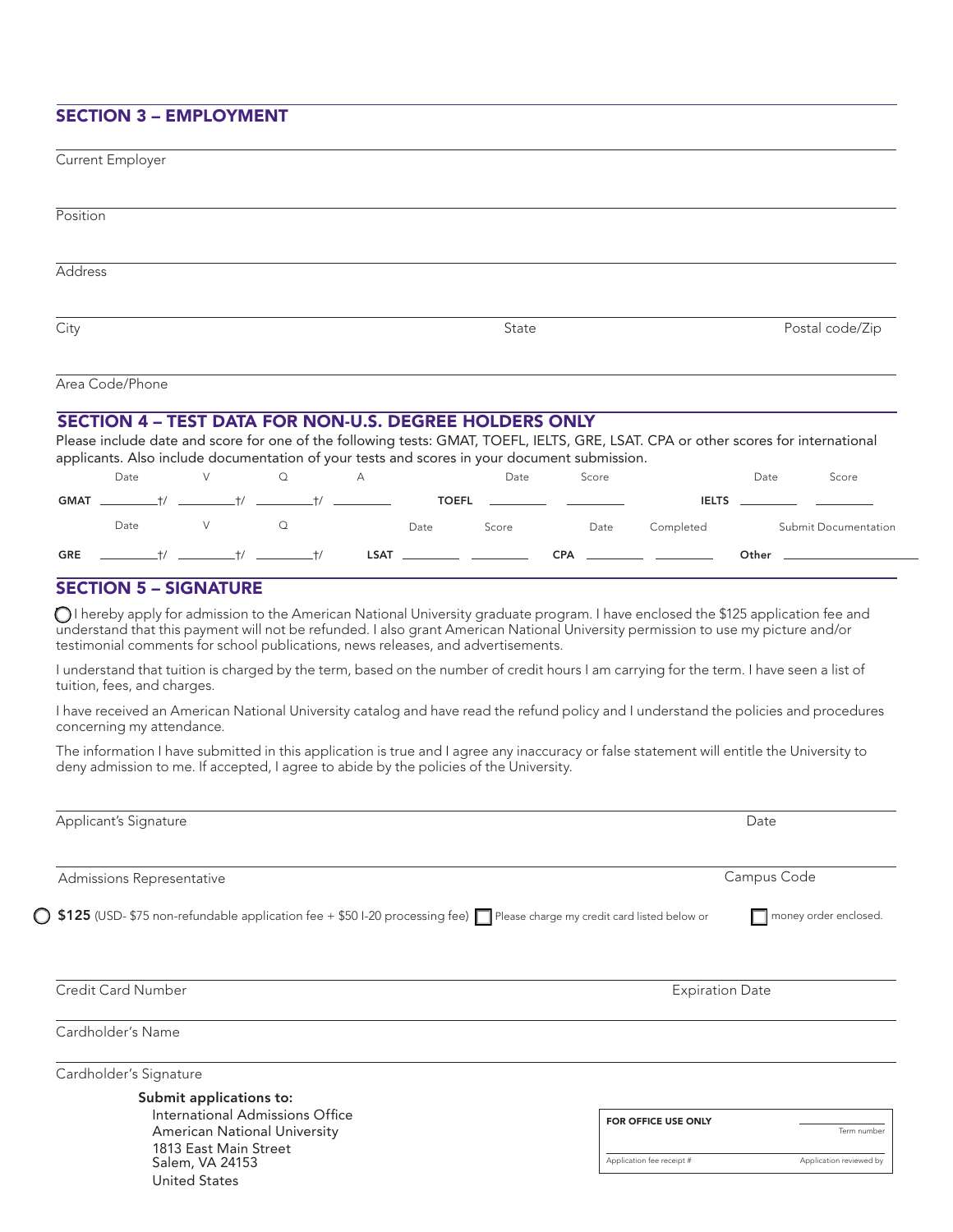## SECTION 3 – EMPLOYMENT

Current Employer

Position

Address

City | State | Postal code/Zip

Area Code/Phone

## SECTION 4 – TEST DATA FOR NON-U.S. DEGREE HOLDERS ONLY

Please include date and score for one of the following tests: GMAT, TOEFL, IELTS, GRE, LSAT. CPA or other scores for international applicants. Also include documentation of your tests and scores in your document submission.

| | Date | V | Q | A | | Date | Score | | Date | Score |
|---|---|---|---|---|---|---|---|---|---|---|
| **GMAT** | ________†/ | ________†/ | ________†/ | ________ | **TOEFL** | ________ | ________ | **IELTS** | ________ | ________ |

| | Date | V | Q | | Date | Score | | Date | Completed | | Submit Documentation |
|---|---|---|---|---|---|---|---|---|---|---|---|
| **GRE** | ________†/ | ________†/ | ________†/ | **LSAT** | ________ | ________ | **CPA** | ________ | ________ | **Other** | ________ |

## SECTION 5 – SIGNATURE

◯ I hereby apply for admission to the American National University graduate program. I have enclosed the $125 application fee and understand that this payment will not be refunded. I also grant American National University permission to use my picture and/or testimonial comments for school publications, news releases, and advertisements.

I understand that tuition is charged by the term, based on the number of credit hours I am carrying for the term. I have seen a list of tuition, fees, and charges.

I have received an American National University catalog and have read the refund policy and I understand the policies and procedures concerning my attendance.

The information I have submitted in this application is true and I agree any inaccuracy or false statement will entitle the University to deny admission to me. If accepted, I agree to abide by the policies of the University.

Applicant's Signature | Date

Admissions Representative | Campus Code

◯ **$125** (USD- $75 non-refundable application fee + $50 I-20 processing fee) ☐ Please charge my credit card listed below or ☐ money order enclosed.

Credit Card Number | Expiration Date

Cardholder's Name

Cardholder's Signature

**Submit applications to:**
International Admissions Office
American National University
1813 East Main Street
Salem, VA 24153
United States

| **FOR OFFICE USE ONLY** | Term number |
|---|---|
| Application fee receipt # | Application reviewed by |